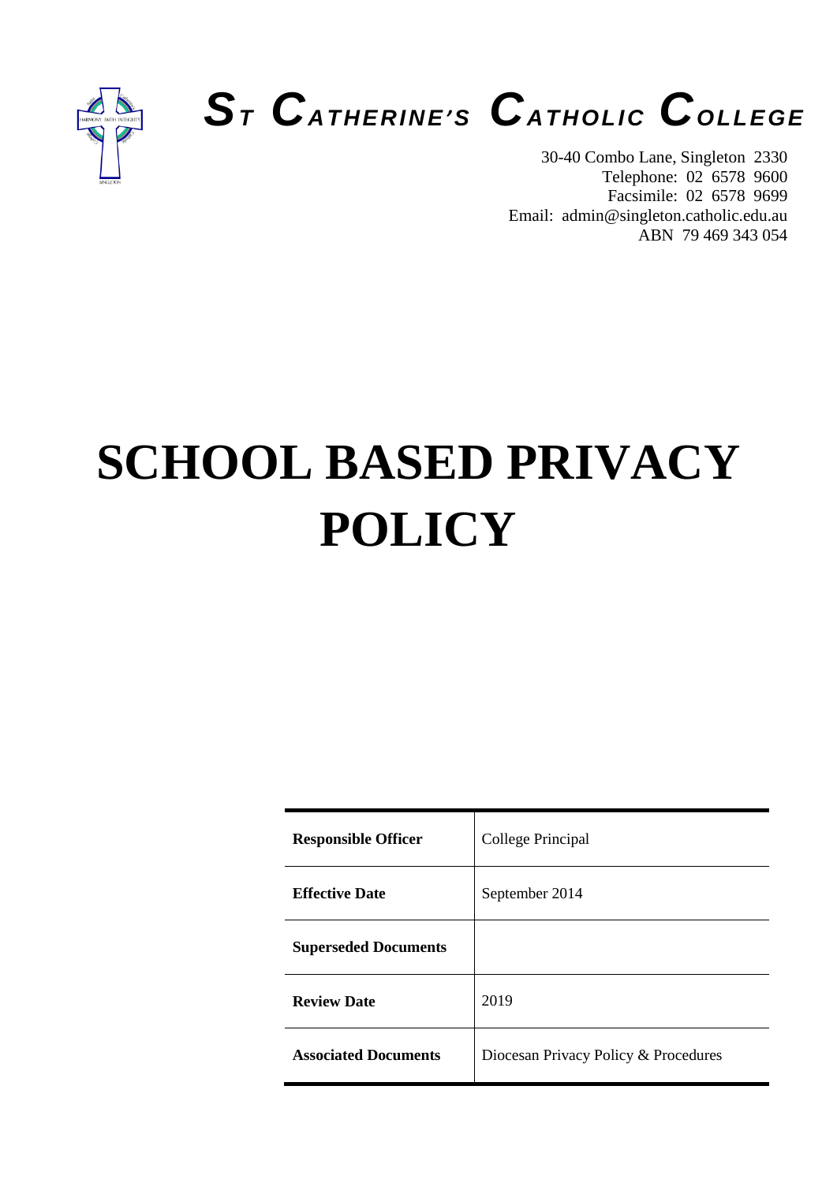# ST CATHERINE'S CATHOLIC COLLEGE

30-40 Combo Lane, Singleton 2330
Telephone: 02 6578 9600
Facsimile: 02 6578 9699
Email: admin@singleton.catholic.edu.au
ABN 79 469 343 054

# SCHOOL BASED PRIVACY POLICY

| | |
|---|---|
| **Responsible Officer** | College Principal |
| **Effective Date** | September 2014 |
| **Superseded Documents** | |
| **Review Date** | 2019 |
| **Associated Documents** | Diocesan Privacy Policy & Procedures |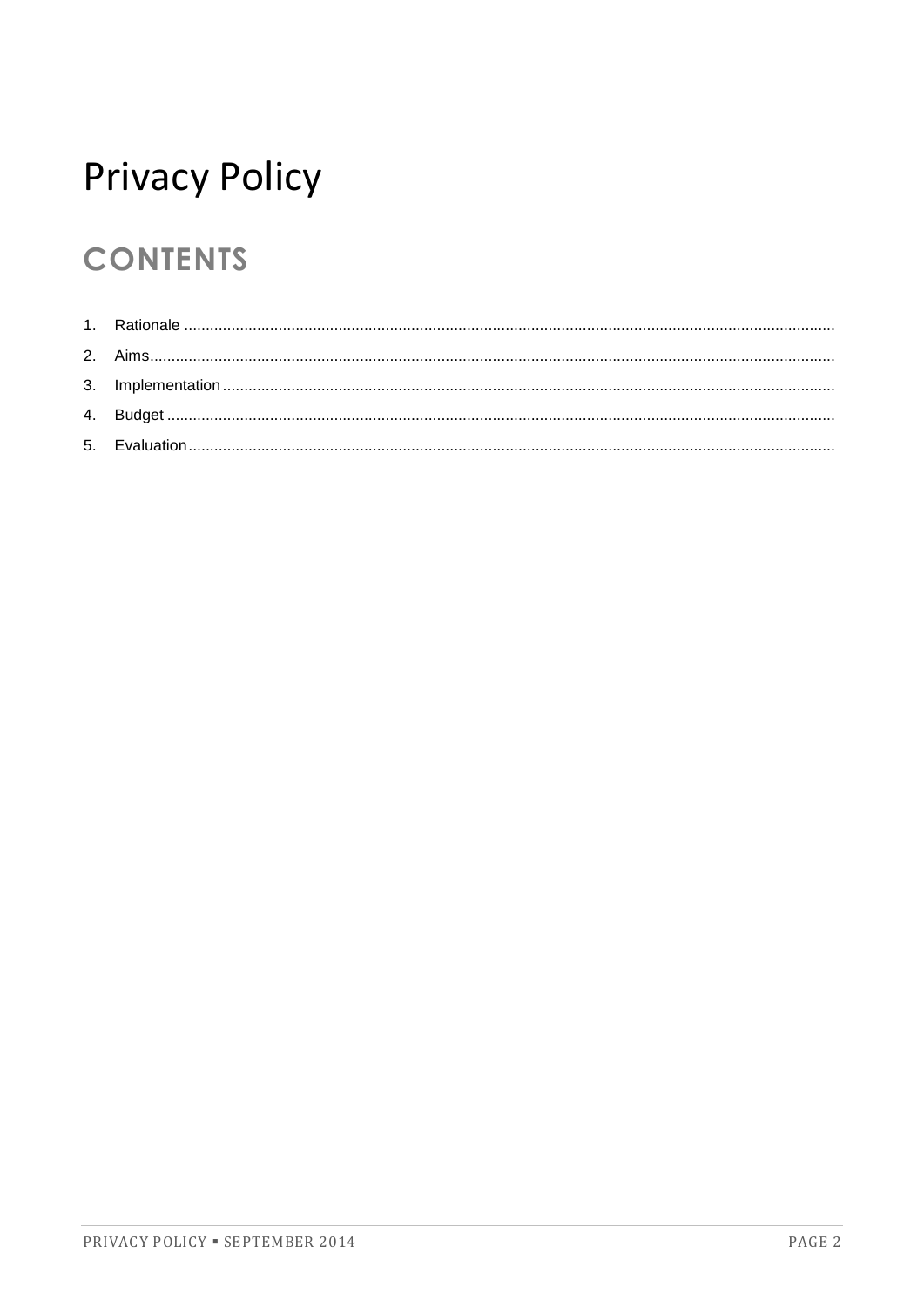# Privacy Policy

## CONTENTS

1. Rationale
2. Aims
3. Implementation
4. Budget
5. Evaluation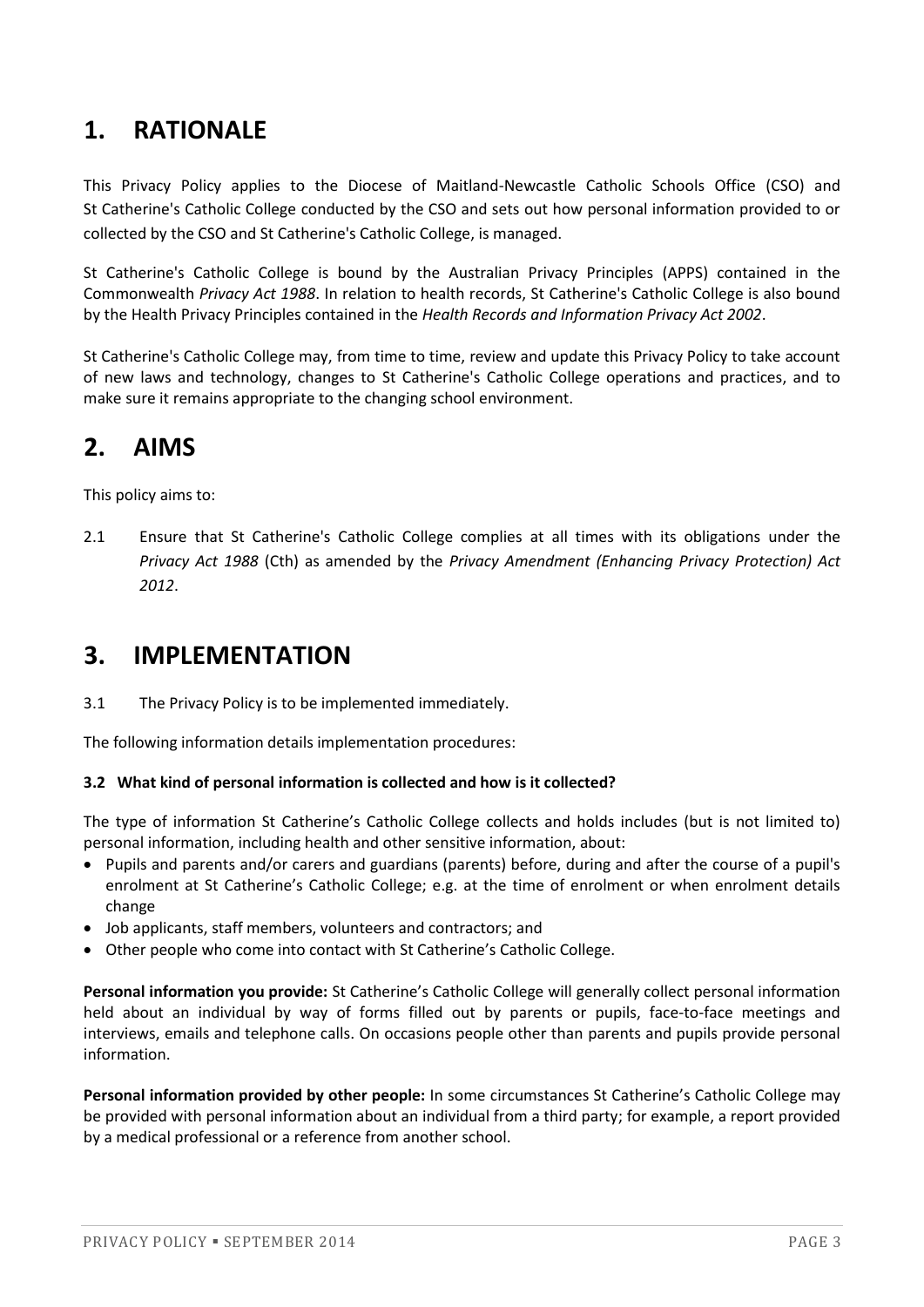# 1. RATIONALE

This Privacy Policy applies to the Diocese of Maitland-Newcastle Catholic Schools Office (CSO) and St Catherine's Catholic College conducted by the CSO and sets out how personal information provided to or collected by the CSO and St Catherine's Catholic College, is managed.

St Catherine's Catholic College is bound by the Australian Privacy Principles (APPS) contained in the Commonwealth *Privacy Act 1988*. In relation to health records, St Catherine's Catholic College is also bound by the Health Privacy Principles contained in the *Health Records and Information Privacy Act 2002*.

St Catherine's Catholic College may, from time to time, review and update this Privacy Policy to take account of new laws and technology, changes to St Catherine's Catholic College operations and practices, and to make sure it remains appropriate to the changing school environment.

# 2. AIMS

This policy aims to:

2.1 Ensure that St Catherine's Catholic College complies at all times with its obligations under the *Privacy Act 1988* (Cth) as amended by the *Privacy Amendment (Enhancing Privacy Protection) Act 2012*.

# 3. IMPLEMENTATION

3.1 The Privacy Policy is to be implemented immediately.

The following information details implementation procedures:

**3.2 What kind of personal information is collected and how is it collected?**

The type of information St Catherine's Catholic College collects and holds includes (but is not limited to) personal information, including health and other sensitive information, about:

- Pupils and parents and/or carers and guardians (parents) before, during and after the course of a pupil's enrolment at St Catherine's Catholic College; e.g. at the time of enrolment or when enrolment details change
- Job applicants, staff members, volunteers and contractors; and
- Other people who come into contact with St Catherine's Catholic College.

**Personal information you provide:** St Catherine's Catholic College will generally collect personal information held about an individual by way of forms filled out by parents or pupils, face-to-face meetings and interviews, emails and telephone calls. On occasions people other than parents and pupils provide personal information.

**Personal information provided by other people:** In some circumstances St Catherine's Catholic College may be provided with personal information about an individual from a third party; for example, a report provided by a medical professional or a reference from another school.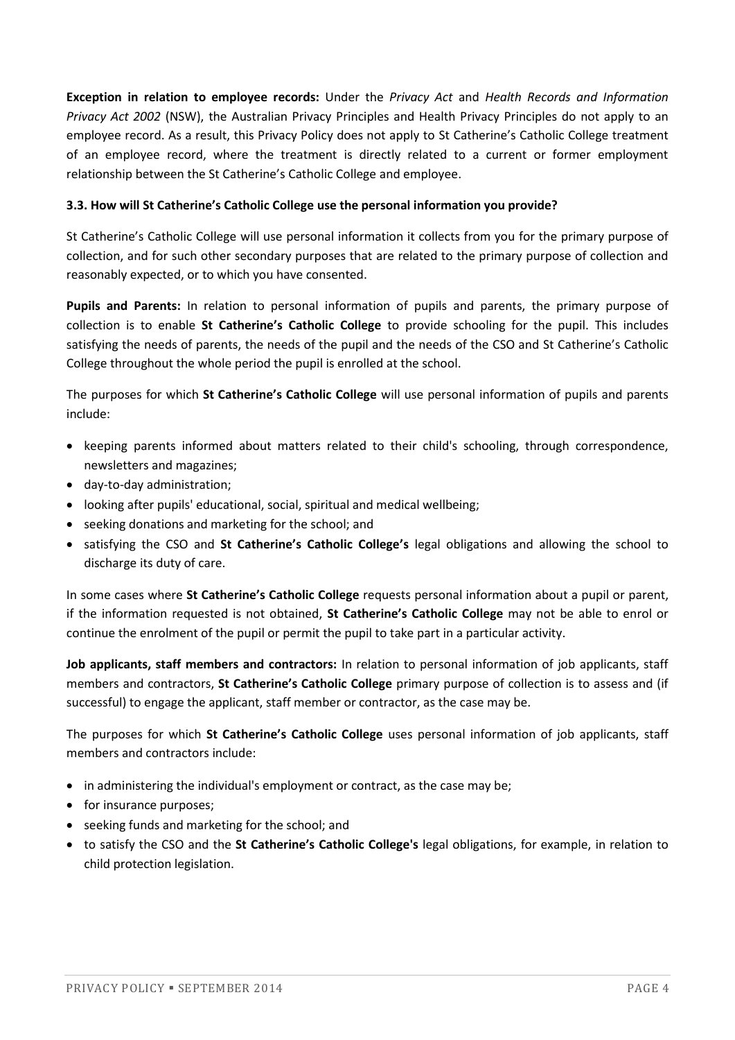**Exception in relation to employee records:** Under the *Privacy Act* and *Health Records and Information Privacy Act 2002* (NSW), the Australian Privacy Principles and Health Privacy Principles do not apply to an employee record. As a result, this Privacy Policy does not apply to St Catherine's Catholic College treatment of an employee record, where the treatment is directly related to a current or former employment relationship between the St Catherine's Catholic College and employee.

### 3.3. How will St Catherine's Catholic College use the personal information you provide?

St Catherine's Catholic College will use personal information it collects from you for the primary purpose of collection, and for such other secondary purposes that are related to the primary purpose of collection and reasonably expected, or to which you have consented.

**Pupils and Parents:** In relation to personal information of pupils and parents, the primary purpose of collection is to enable **St Catherine's Catholic College** to provide schooling for the pupil. This includes satisfying the needs of parents, the needs of the pupil and the needs of the CSO and St Catherine's Catholic College throughout the whole period the pupil is enrolled at the school.

The purposes for which **St Catherine's Catholic College** will use personal information of pupils and parents include:

- keeping parents informed about matters related to their child's schooling, through correspondence, newsletters and magazines;
- day-to-day administration;
- looking after pupils' educational, social, spiritual and medical wellbeing;
- seeking donations and marketing for the school; and
- satisfying the CSO and **St Catherine's Catholic College's** legal obligations and allowing the school to discharge its duty of care.

In some cases where **St Catherine's Catholic College** requests personal information about a pupil or parent, if the information requested is not obtained, **St Catherine's Catholic College** may not be able to enrol or continue the enrolment of the pupil or permit the pupil to take part in a particular activity.

**Job applicants, staff members and contractors:** In relation to personal information of job applicants, staff members and contractors, **St Catherine's Catholic College** primary purpose of collection is to assess and (if successful) to engage the applicant, staff member or contractor, as the case may be.

The purposes for which **St Catherine's Catholic College** uses personal information of job applicants, staff members and contractors include:

- in administering the individual's employment or contract, as the case may be;
- for insurance purposes;
- seeking funds and marketing for the school; and
- to satisfy the CSO and the **St Catherine's Catholic College's** legal obligations, for example, in relation to child protection legislation.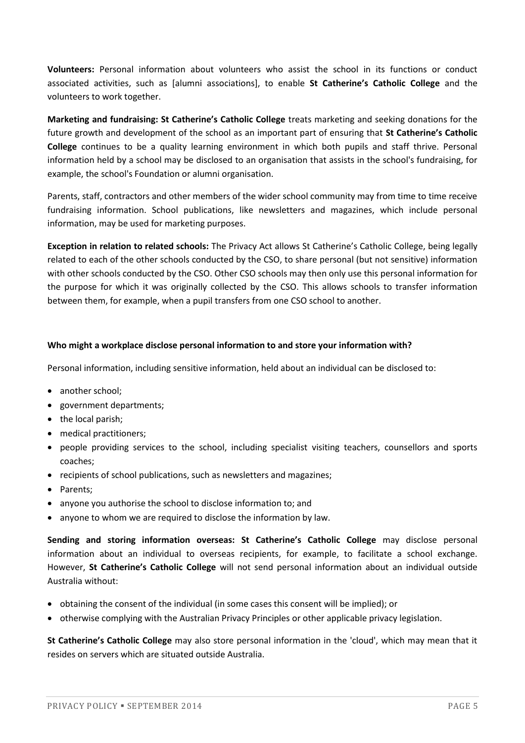**Volunteers:** Personal information about volunteers who assist the school in its functions or conduct associated activities, such as [alumni associations], to enable **St Catherine's Catholic College** and the volunteers to work together.

**Marketing and fundraising: St Catherine's Catholic College** treats marketing and seeking donations for the future growth and development of the school as an important part of ensuring that **St Catherine's Catholic College** continues to be a quality learning environment in which both pupils and staff thrive. Personal information held by a school may be disclosed to an organisation that assists in the school's fundraising, for example, the school's Foundation or alumni organisation.

Parents, staff, contractors and other members of the wider school community may from time to time receive fundraising information. School publications, like newsletters and magazines, which include personal information, may be used for marketing purposes.

**Exception in relation to related schools:** The Privacy Act allows St Catherine's Catholic College, being legally related to each of the other schools conducted by the CSO, to share personal (but not sensitive) information with other schools conducted by the CSO. Other CSO schools may then only use this personal information for the purpose for which it was originally collected by the CSO. This allows schools to transfer information between them, for example, when a pupil transfers from one CSO school to another.

**Who might a workplace disclose personal information to and store your information with?**

Personal information, including sensitive information, held about an individual can be disclosed to:

- another school;
- government departments;
- the local parish;
- medical practitioners;
- people providing services to the school, including specialist visiting teachers, counsellors and sports coaches;
- recipients of school publications, such as newsletters and magazines;
- Parents;
- anyone you authorise the school to disclose information to; and
- anyone to whom we are required to disclose the information by law.

**Sending and storing information overseas: St Catherine's Catholic College** may disclose personal information about an individual to overseas recipients, for example, to facilitate a school exchange. However, **St Catherine's Catholic College** will not send personal information about an individual outside Australia without:

- obtaining the consent of the individual (in some cases this consent will be implied); or
- otherwise complying with the Australian Privacy Principles or other applicable privacy legislation.

**St Catherine's Catholic College** may also store personal information in the 'cloud', which may mean that it resides on servers which are situated outside Australia.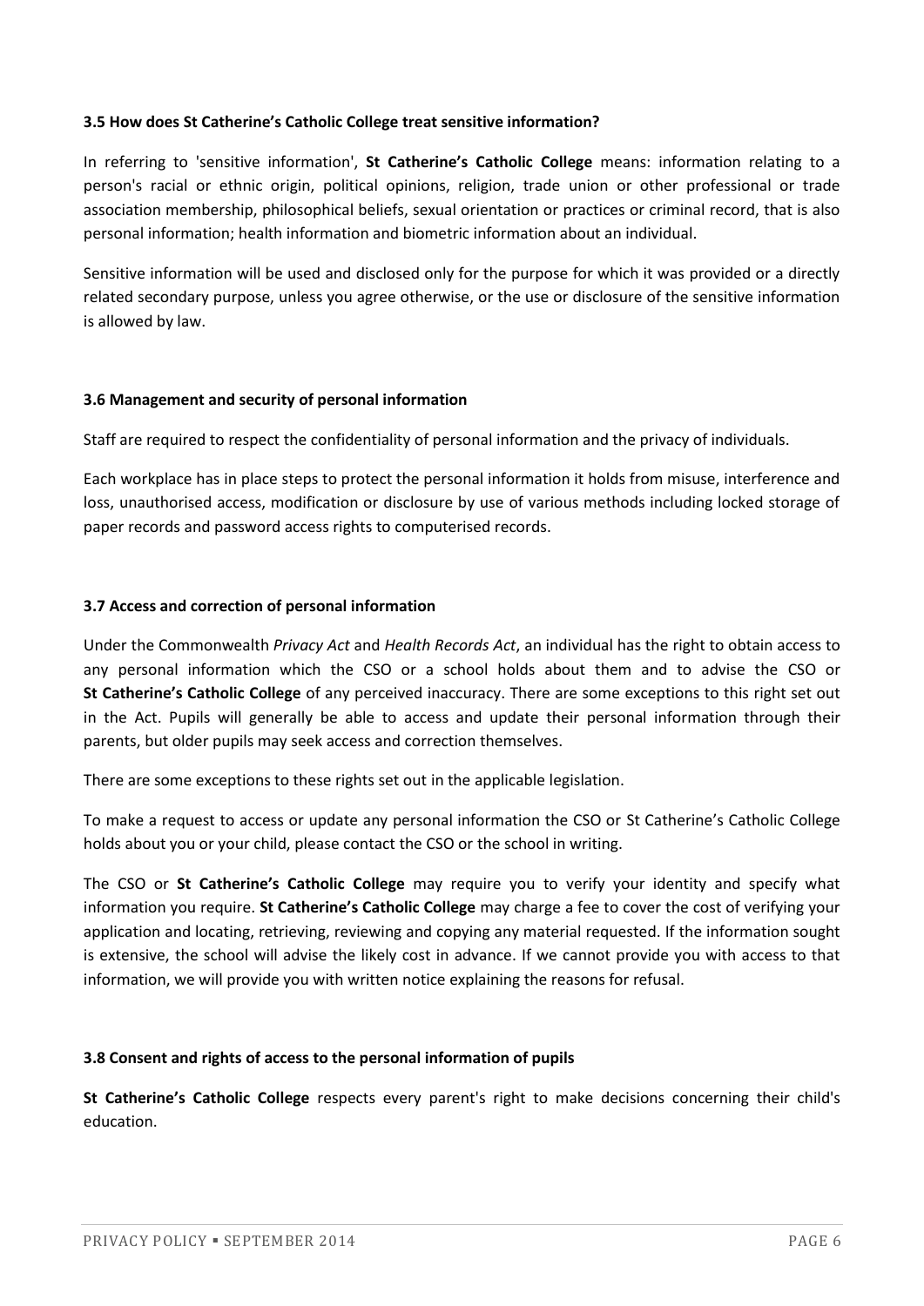### 3.5 How does St Catherine's Catholic College treat sensitive information?

In referring to 'sensitive information', **St Catherine's Catholic College** means: information relating to a person's racial or ethnic origin, political opinions, religion, trade union or other professional or trade association membership, philosophical beliefs, sexual orientation or practices or criminal record, that is also personal information; health information and biometric information about an individual.

Sensitive information will be used and disclosed only for the purpose for which it was provided or a directly related secondary purpose, unless you agree otherwise, or the use or disclosure of the sensitive information is allowed by law.

### 3.6 Management and security of personal information

Staff are required to respect the confidentiality of personal information and the privacy of individuals.

Each workplace has in place steps to protect the personal information it holds from misuse, interference and loss, unauthorised access, modification or disclosure by use of various methods including locked storage of paper records and password access rights to computerised records.

### 3.7 Access and correction of personal information

Under the Commonwealth *Privacy Act* and *Health Records Act*, an individual has the right to obtain access to any personal information which the CSO or a school holds about them and to advise the CSO or **St Catherine's Catholic College** of any perceived inaccuracy. There are some exceptions to this right set out in the Act. Pupils will generally be able to access and update their personal information through their parents, but older pupils may seek access and correction themselves.

There are some exceptions to these rights set out in the applicable legislation.

To make a request to access or update any personal information the CSO or St Catherine's Catholic College holds about you or your child, please contact the CSO or the school in writing.

The CSO or **St Catherine's Catholic College** may require you to verify your identity and specify what information you require. **St Catherine's Catholic College** may charge a fee to cover the cost of verifying your application and locating, retrieving, reviewing and copying any material requested. If the information sought is extensive, the school will advise the likely cost in advance. If we cannot provide you with access to that information, we will provide you with written notice explaining the reasons for refusal.

### 3.8 Consent and rights of access to the personal information of pupils

**St Catherine's Catholic College** respects every parent's right to make decisions concerning their child's education.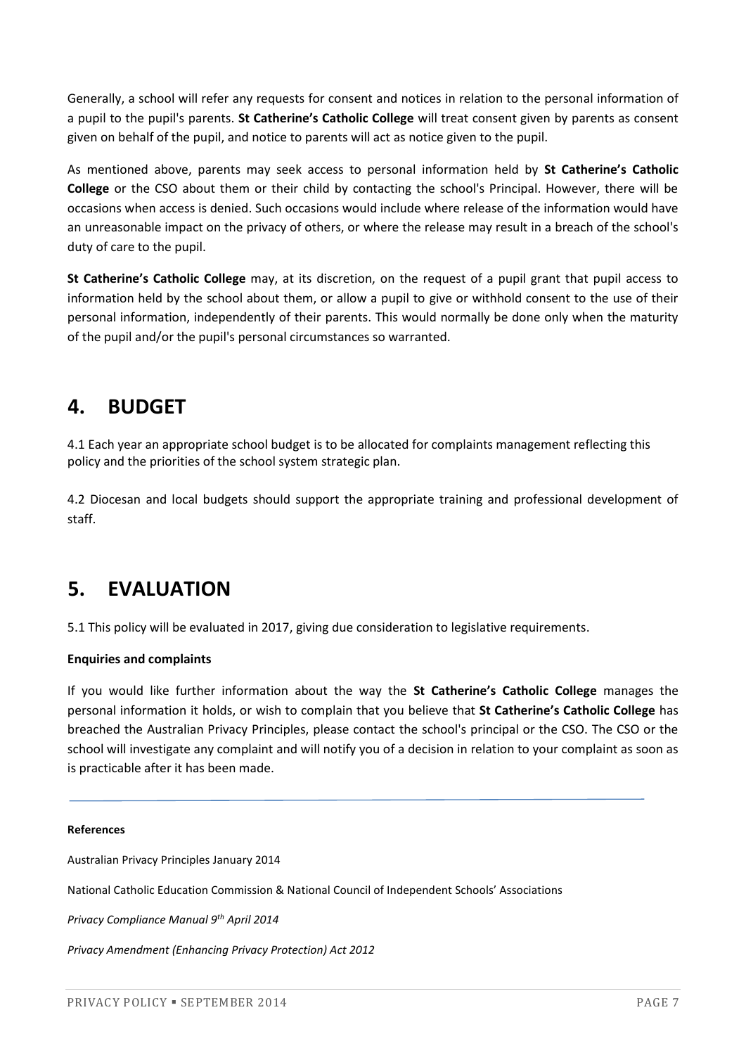Generally, a school will refer any requests for consent and notices in relation to the personal information of a pupil to the pupil's parents. **St Catherine's Catholic College** will treat consent given by parents as consent given on behalf of the pupil, and notice to parents will act as notice given to the pupil.

As mentioned above, parents may seek access to personal information held by **St Catherine's Catholic College** or the CSO about them or their child by contacting the school's Principal. However, there will be occasions when access is denied. Such occasions would include where release of the information would have an unreasonable impact on the privacy of others, or where the release may result in a breach of the school's duty of care to the pupil.

**St Catherine's Catholic College** may, at its discretion, on the request of a pupil grant that pupil access to information held by the school about them, or allow a pupil to give or withhold consent to the use of their personal information, independently of their parents. This would normally be done only when the maturity of the pupil and/or the pupil's personal circumstances so warranted.

## 4. BUDGET

4.1 Each year an appropriate school budget is to be allocated for complaints management reflecting this policy and the priorities of the school system strategic plan.

4.2 Diocesan and local budgets should support the appropriate training and professional development of staff.

## 5. EVALUATION

5.1 This policy will be evaluated in 2017, giving due consideration to legislative requirements.

**Enquiries and complaints**

If you would like further information about the way the **St Catherine's Catholic College** manages the personal information it holds, or wish to complain that you believe that **St Catherine's Catholic College** has breached the Australian Privacy Principles, please contact the school's principal or the CSO. The CSO or the school will investigate any complaint and will notify you of a decision in relation to your complaint as soon as is practicable after it has been made.

---

**References**

Australian Privacy Principles January 2014

National Catholic Education Commission & National Council of Independent Schools' Associations

*Privacy Compliance Manual 9th April 2014*

*Privacy Amendment (Enhancing Privacy Protection) Act 2012*